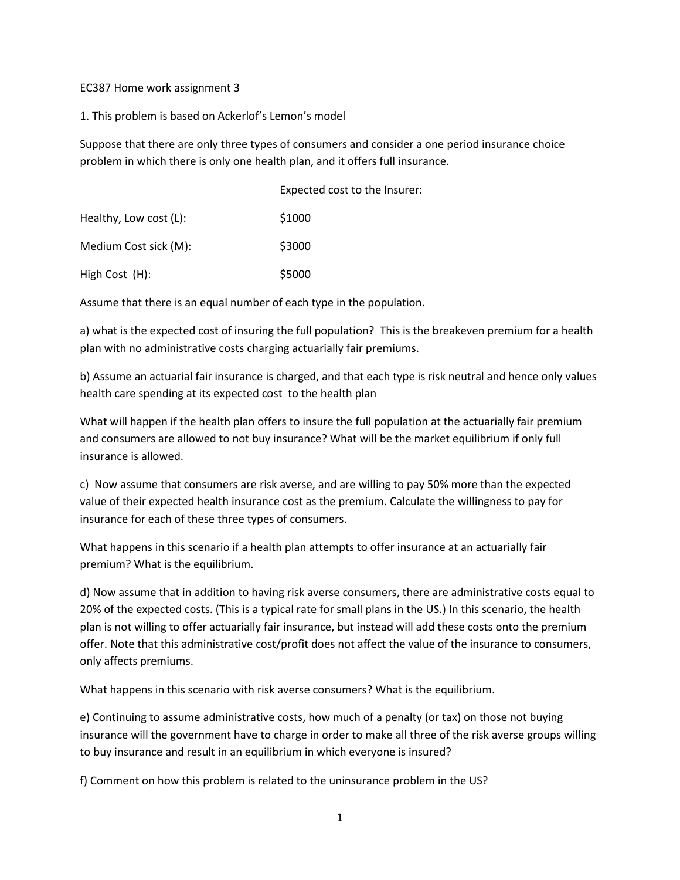EC387 Home work assignment 3

1. This problem is based on Ackerlof's Lemon's model

Suppose that there are only three types of consumers and consider a one period insurance choice problem in which there is only one health plan, and it offers full insurance.

| | Expected cost to the Insurer: |
|---|---|
| Healthy, Low cost (L): | \$1000 |
| Medium Cost sick (M): | \$3000 |
| High Cost (H): | \$5000 |

Assume that there is an equal number of each type in the population.

a) what is the expected cost of insuring the full population? This is the breakeven premium for a health plan with no administrative costs charging actuarially fair premiums.

b) Assume an actuarial fair insurance is charged, and that each type is risk neutral and hence only values health care spending at its expected cost to the health plan

What will happen if the health plan offers to insure the full population at the actuarially fair premium and consumers are allowed to not buy insurance? What will be the market equilibrium if only full insurance is allowed.

c) Now assume that consumers are risk averse, and are willing to pay 50% more than the expected value of their expected health insurance cost as the premium. Calculate the willingness to pay for insurance for each of these three types of consumers.

What happens in this scenario if a health plan attempts to offer insurance at an actuarially fair premium? What is the equilibrium.

d) Now assume that in addition to having risk averse consumers, there are administrative costs equal to 20% of the expected costs. (This is a typical rate for small plans in the US.) In this scenario, the health plan is not willing to offer actuarially fair insurance, but instead will add these costs onto the premium offer. Note that this administrative cost/profit does not affect the value of the insurance to consumers, only affects premiums.

What happens in this scenario with risk averse consumers? What is the equilibrium.

e) Continuing to assume administrative costs, how much of a penalty (or tax) on those not buying insurance will the government have to charge in order to make all three of the risk averse groups willing to buy insurance and result in an equilibrium in which everyone is insured?

f) Comment on how this problem is related to the uninsurance problem in the US?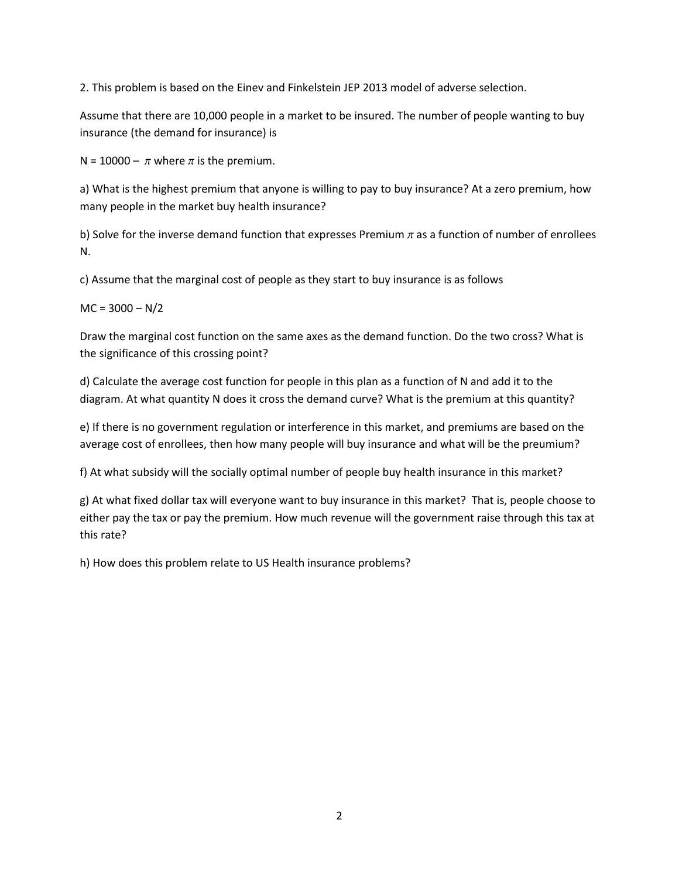2. This problem is based on the Einev and Finkelstein JEP 2013 model of adverse selection.

Assume that there are 10,000 people in a market to be insured. The number of people wanting to buy insurance (the demand for insurance) is

N = 10000 – $\pi$ where $\pi$ is the premium.

a) What is the highest premium that anyone is willing to pay to buy insurance? At a zero premium, how many people in the market buy health insurance?

b) Solve for the inverse demand function that expresses Premium $\pi$ as a function of number of enrollees N.

c) Assume that the marginal cost of people as they start to buy insurance is as follows

MC = 3000 – N/2

Draw the marginal cost function on the same axes as the demand function. Do the two cross? What is the significance of this crossing point?

d) Calculate the average cost function for people in this plan as a function of N and add it to the diagram. At what quantity N does it cross the demand curve? What is the premium at this quantity?

e) If there is no government regulation or interference in this market, and premiums are based on the average cost of enrollees, then how many people will buy insurance and what will be the preumium?

f) At what subsidy will the socially optimal number of people buy health insurance in this market?

g) At what fixed dollar tax will everyone want to buy insurance in this market? That is, people choose to either pay the tax or pay the premium. How much revenue will the government raise through this tax at this rate?

h) How does this problem relate to US Health insurance problems?